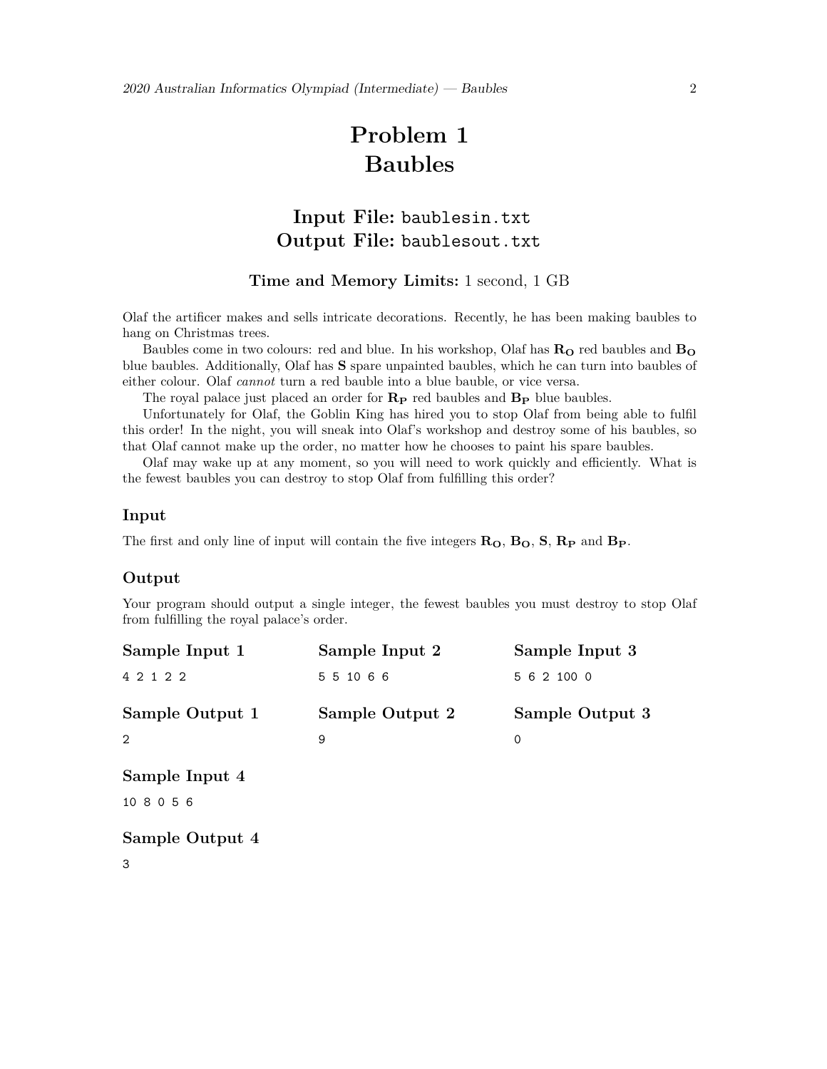# Problem 1
# Baubles

## Input File: `baublesin.txt`
## Output File: `baublesout.txt`

**Time and Memory Limits:** 1 second, 1 GB

Olaf the artificer makes and sells intricate decorations. Recently, he has been making baubles to hang on Christmas trees.

Baubles come in two colours: red and blue. In his workshop, Olaf has $\mathbf{R_O}$ red baubles and $\mathbf{B_O}$ blue baubles. Additionally, Olaf has $\mathbf{S}$ spare unpainted baubles, which he can turn into baubles of either colour. Olaf *cannot* turn a red bauble into a blue bauble, or vice versa.

The royal palace just placed an order for $\mathbf{R_P}$ red baubles and $\mathbf{B_P}$ blue baubles.

Unfortunately for Olaf, the Goblin King has hired you to stop Olaf from being able to fulfil this order! In the night, you will sneak into Olaf's workshop and destroy some of his baubles, so that Olaf cannot make up the order, no matter how he chooses to paint his spare baubles.

Olaf may wake up at any moment, so you will need to work quickly and efficiently. What is the fewest baubles you can destroy to stop Olaf from fulfilling this order?

### Input

The first and only line of input will contain the five integers $\mathbf{R_O}$, $\mathbf{B_O}$, $\mathbf{S}$, $\mathbf{R_P}$ and $\mathbf{B_P}$.

### Output

Your program should output a single integer, the fewest baubles you must destroy to stop Olaf from fulfilling the royal palace's order.

### Sample Input 1

```
4 2 1 2 2
```

### Sample Output 1

```
2
```

### Sample Input 2

```
5 5 10 6 6
```

### Sample Output 2

```
9
```

### Sample Input 3

```
5 6 2 100 0
```

### Sample Output 3

```
0
```

### Sample Input 4

```
10 8 0 5 6
```

### Sample Output 4

```
3
```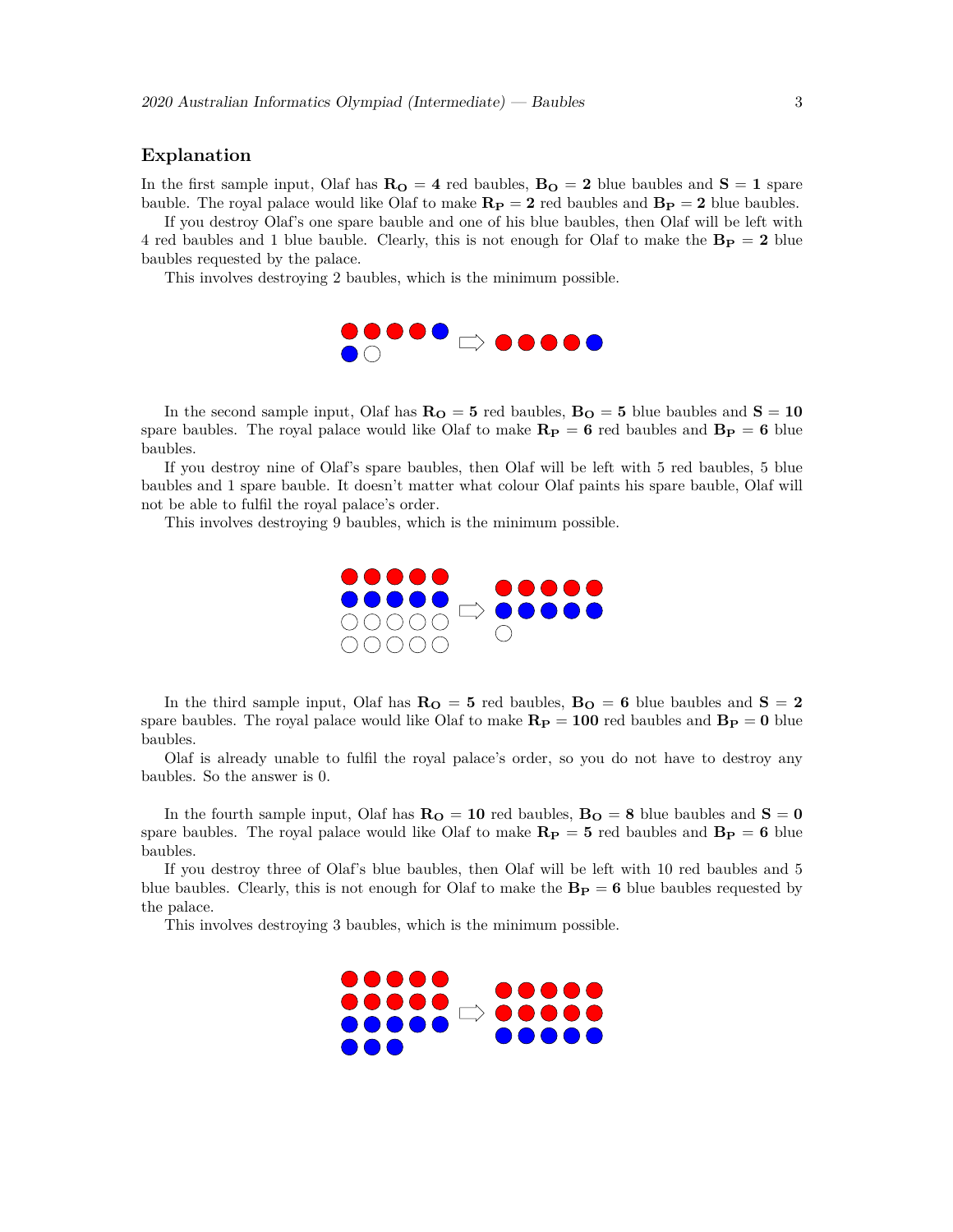## Explanation

In the first sample input, Olaf has $\mathbf{R_O} = \mathbf{4}$ red baubles, $\mathbf{B_O} = \mathbf{2}$ blue baubles and $\mathbf{S} = \mathbf{1}$ spare bauble. The royal palace would like Olaf to make $\mathbf{R_P} = \mathbf{2}$ red baubles and $\mathbf{B_P} = \mathbf{2}$ blue baubles.

If you destroy Olaf's one spare bauble and one of his blue baubles, then Olaf will be left with 4 red baubles and 1 blue bauble. Clearly, this is not enough for Olaf to make the $\mathbf{B_P} = \mathbf{2}$ blue baubles requested by the palace.

This involves destroying 2 baubles, which is the minimum possible.

In the second sample input, Olaf has $\mathbf{R_O} = \mathbf{5}$ red baubles, $\mathbf{B_O} = \mathbf{5}$ blue baubles and $\mathbf{S} = \mathbf{10}$ spare baubles. The royal palace would like Olaf to make $\mathbf{R_P} = \mathbf{6}$ red baubles and $\mathbf{B_P} = \mathbf{6}$ blue baubles.

If you destroy nine of Olaf's spare baubles, then Olaf will be left with 5 red baubles, 5 blue baubles and 1 spare bauble. It doesn't matter what colour Olaf paints his spare bauble, Olaf will not be able to fulfil the royal palace's order.

This involves destroying 9 baubles, which is the minimum possible.

In the third sample input, Olaf has $\mathbf{R_O} = \mathbf{5}$ red baubles, $\mathbf{B_O} = \mathbf{6}$ blue baubles and $\mathbf{S} = \mathbf{2}$ spare baubles. The royal palace would like Olaf to make $\mathbf{R_P} = \mathbf{100}$ red baubles and $\mathbf{B_P} = \mathbf{0}$ blue baubles.

Olaf is already unable to fulfil the royal palace's order, so you do not have to destroy any baubles. So the answer is 0.

In the fourth sample input, Olaf has $\mathbf{R_O} = \mathbf{10}$ red baubles, $\mathbf{B_O} = \mathbf{8}$ blue baubles and $\mathbf{S} = \mathbf{0}$ spare baubles. The royal palace would like Olaf to make $\mathbf{R_P} = \mathbf{5}$ red baubles and $\mathbf{B_P} = \mathbf{6}$ blue baubles.

If you destroy three of Olaf's blue baubles, then Olaf will be left with 10 red baubles and 5 blue baubles. Clearly, this is not enough for Olaf to make the $\mathbf{B_P} = \mathbf{6}$ blue baubles requested by the palace.

This involves destroying 3 baubles, which is the minimum possible.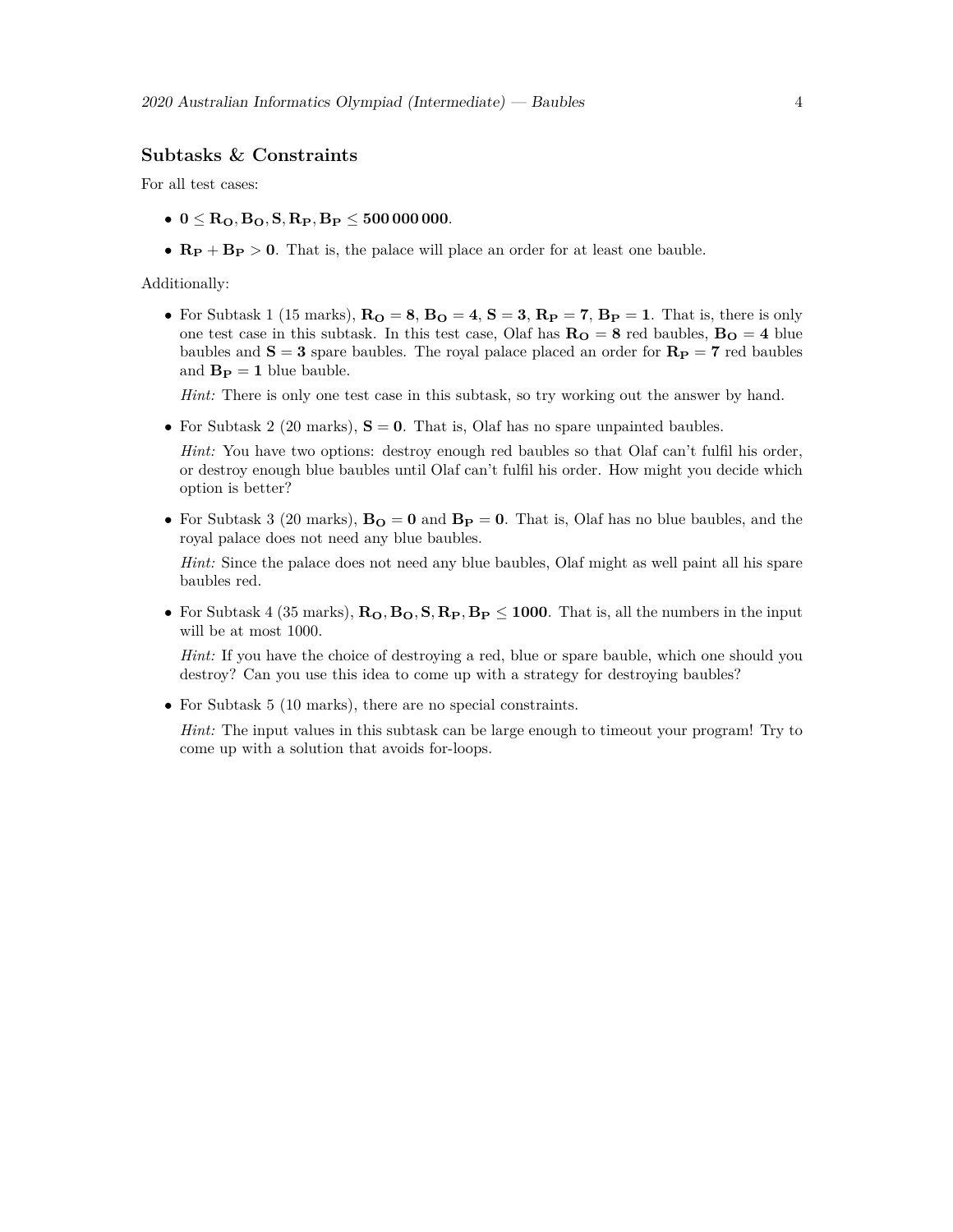## Subtasks & Constraints

For all test cases:

- $\mathbf{0 \leq R_O, B_O, S, R_P, B_P \leq 500\,000\,000}$.
- $\mathbf{R_P + B_P > 0}$. That is, the palace will place an order for at least one bauble.

Additionally:

- For Subtask 1 (15 marks), $\mathbf{R_O = 8}$, $\mathbf{B_O = 4}$, $\mathbf{S = 3}$, $\mathbf{R_P = 7}$, $\mathbf{B_P = 1}$. That is, there is only one test case in this subtask. In this test case, Olaf has $\mathbf{R_O = 8}$ red baubles, $\mathbf{B_O = 4}$ blue baubles and $\mathbf{S = 3}$ spare baubles. The royal palace placed an order for $\mathbf{R_P = 7}$ red baubles and $\mathbf{B_P = 1}$ blue bauble.

  *Hint:* There is only one test case in this subtask, so try working out the answer by hand.

- For Subtask 2 (20 marks), $\mathbf{S = 0}$. That is, Olaf has no spare unpainted baubles.

  *Hint:* You have two options: destroy enough red baubles so that Olaf can't fulfil his order, or destroy enough blue baubles until Olaf can't fulfil his order. How might you decide which option is better?

- For Subtask 3 (20 marks), $\mathbf{B_O = 0}$ and $\mathbf{B_P = 0}$. That is, Olaf has no blue baubles, and the royal palace does not need any blue baubles.

  *Hint:* Since the palace does not need any blue baubles, Olaf might as well paint all his spare baubles red.

- For Subtask 4 (35 marks), $\mathbf{R_O, B_O, S, R_P, B_P \leq 1000}$. That is, all the numbers in the input will be at most 1000.

  *Hint:* If you have the choice of destroying a red, blue or spare bauble, which one should you destroy? Can you use this idea to come up with a strategy for destroying baubles?

- For Subtask 5 (10 marks), there are no special constraints.

  *Hint:* The input values in this subtask can be large enough to timeout your program! Try to come up with a solution that avoids for-loops.